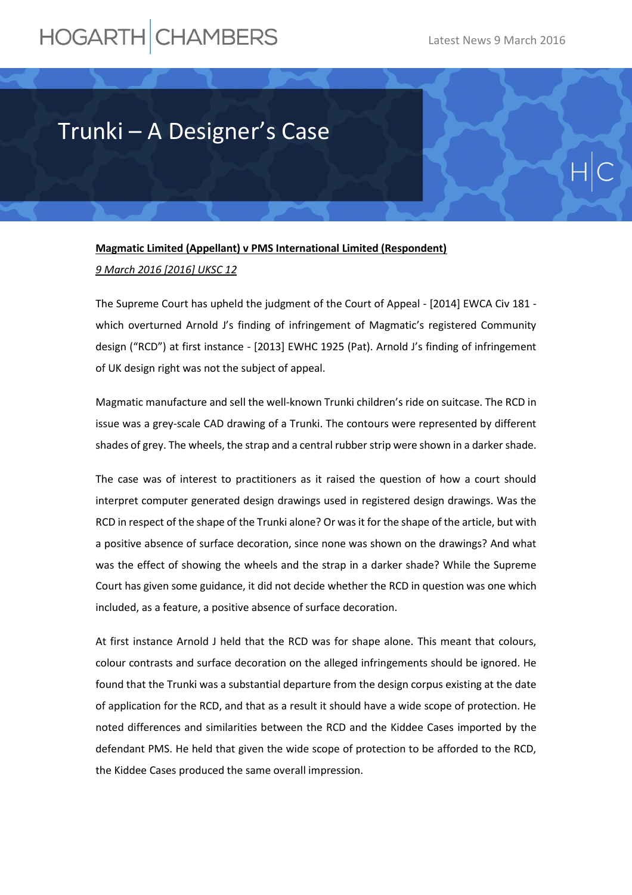# Trunki – A Designer's Case

**Magmatic Limited (Appellant) v PMS International Limited (Respondent)**

*9 March 2016 [2016] UKSC 12*

The Supreme Court has upheld the judgment of the Court of Appeal - [2014] EWCA Civ 181 - which overturned Arnold J's finding of infringement of Magmatic's registered Community design ("RCD") at first instance - [2013] EWHC 1925 (Pat). Arnold J's finding of infringement of UK design right was not the subject of appeal.

Magmatic manufacture and sell the well-known Trunki children's ride on suitcase. The RCD in issue was a grey-scale CAD drawing of a Trunki. The contours were represented by different shades of grey. The wheels, the strap and a central rubber strip were shown in a darker shade.

The case was of interest to practitioners as it raised the question of how a court should interpret computer generated design drawings used in registered design drawings. Was the RCD in respect of the shape of the Trunki alone? Or was it for the shape of the article, but with a positive absence of surface decoration, since none was shown on the drawings? And what was the effect of showing the wheels and the strap in a darker shade? While the Supreme Court has given some guidance, it did not decide whether the RCD in question was one which included, as a feature, a positive absence of surface decoration.

At first instance Arnold J held that the RCD was for shape alone. This meant that colours, colour contrasts and surface decoration on the alleged infringements should be ignored. He found that the Trunki was a substantial departure from the design corpus existing at the date of application for the RCD, and that as a result it should have a wide scope of protection. He noted differences and similarities between the RCD and the Kiddee Cases imported by the defendant PMS. He held that given the wide scope of protection to be afforded to the RCD, the Kiddee Cases produced the same overall impression.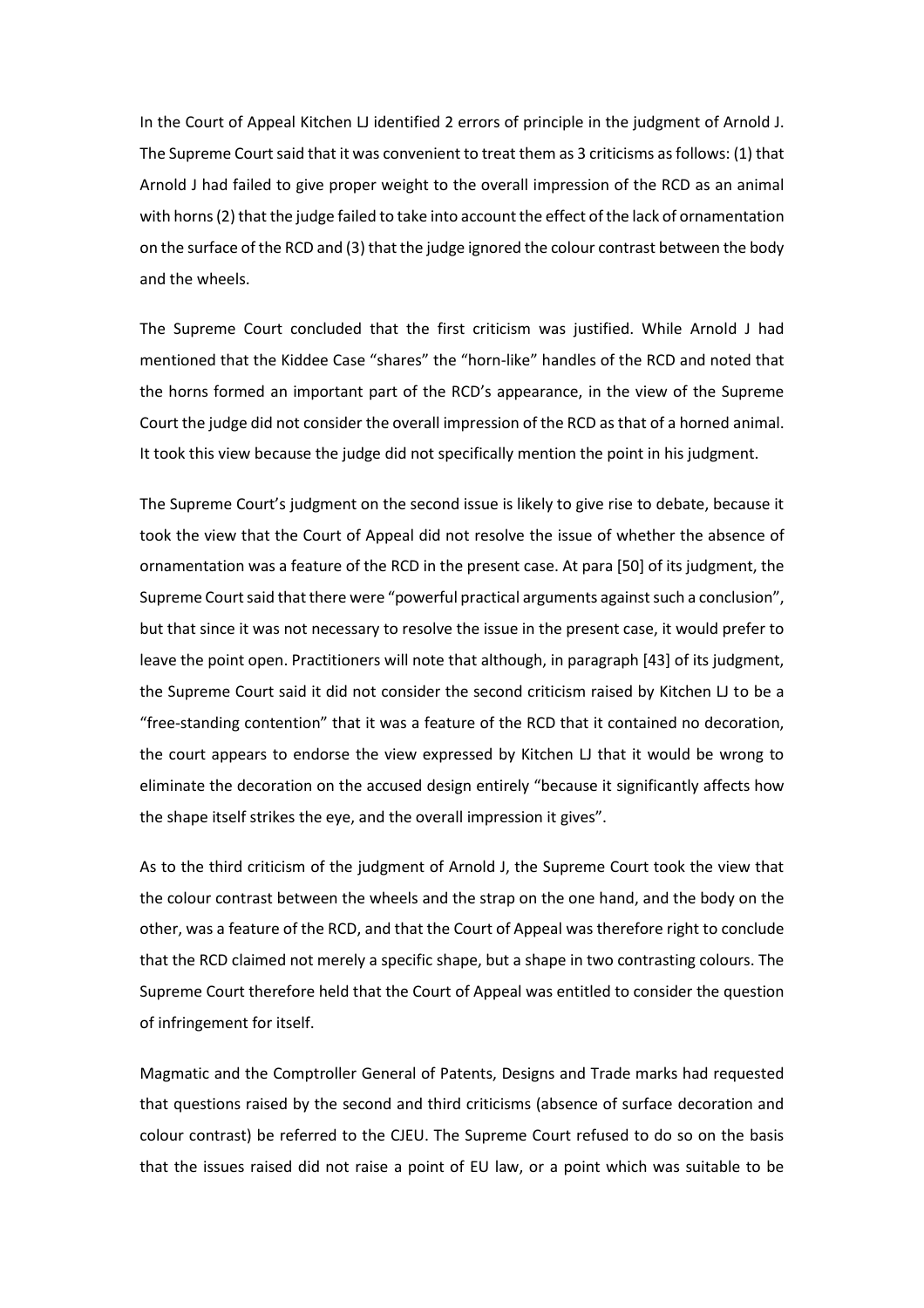In the Court of Appeal Kitchen LJ identified 2 errors of principle in the judgment of Arnold J. The Supreme Court said that it was convenient to treat them as 3 criticisms as follows: (1) that Arnold J had failed to give proper weight to the overall impression of the RCD as an animal with horns (2) that the judge failed to take into account the effect of the lack of ornamentation on the surface of the RCD and (3) that the judge ignored the colour contrast between the body and the wheels.

The Supreme Court concluded that the first criticism was justified. While Arnold J had mentioned that the Kiddee Case "shares" the "horn-like" handles of the RCD and noted that the horns formed an important part of the RCD's appearance, in the view of the Supreme Court the judge did not consider the overall impression of the RCD as that of a horned animal. It took this view because the judge did not specifically mention the point in his judgment.

The Supreme Court's judgment on the second issue is likely to give rise to debate, because it took the view that the Court of Appeal did not resolve the issue of whether the absence of ornamentation was a feature of the RCD in the present case. At para [50] of its judgment, the Supreme Court said that there were "powerful practical arguments against such a conclusion", but that since it was not necessary to resolve the issue in the present case, it would prefer to leave the point open. Practitioners will note that although, in paragraph [43] of its judgment, the Supreme Court said it did not consider the second criticism raised by Kitchen LJ to be a "free-standing contention" that it was a feature of the RCD that it contained no decoration, the court appears to endorse the view expressed by Kitchen LJ that it would be wrong to eliminate the decoration on the accused design entirely "because it significantly affects how the shape itself strikes the eye, and the overall impression it gives".

As to the third criticism of the judgment of Arnold J, the Supreme Court took the view that the colour contrast between the wheels and the strap on the one hand, and the body on the other, was a feature of the RCD, and that the Court of Appeal was therefore right to conclude that the RCD claimed not merely a specific shape, but a shape in two contrasting colours. The Supreme Court therefore held that the Court of Appeal was entitled to consider the question of infringement for itself.

Magmatic and the Comptroller General of Patents, Designs and Trade marks had requested that questions raised by the second and third criticisms (absence of surface decoration and colour contrast) be referred to the CJEU. The Supreme Court refused to do so on the basis that the issues raised did not raise a point of EU law, or a point which was suitable to be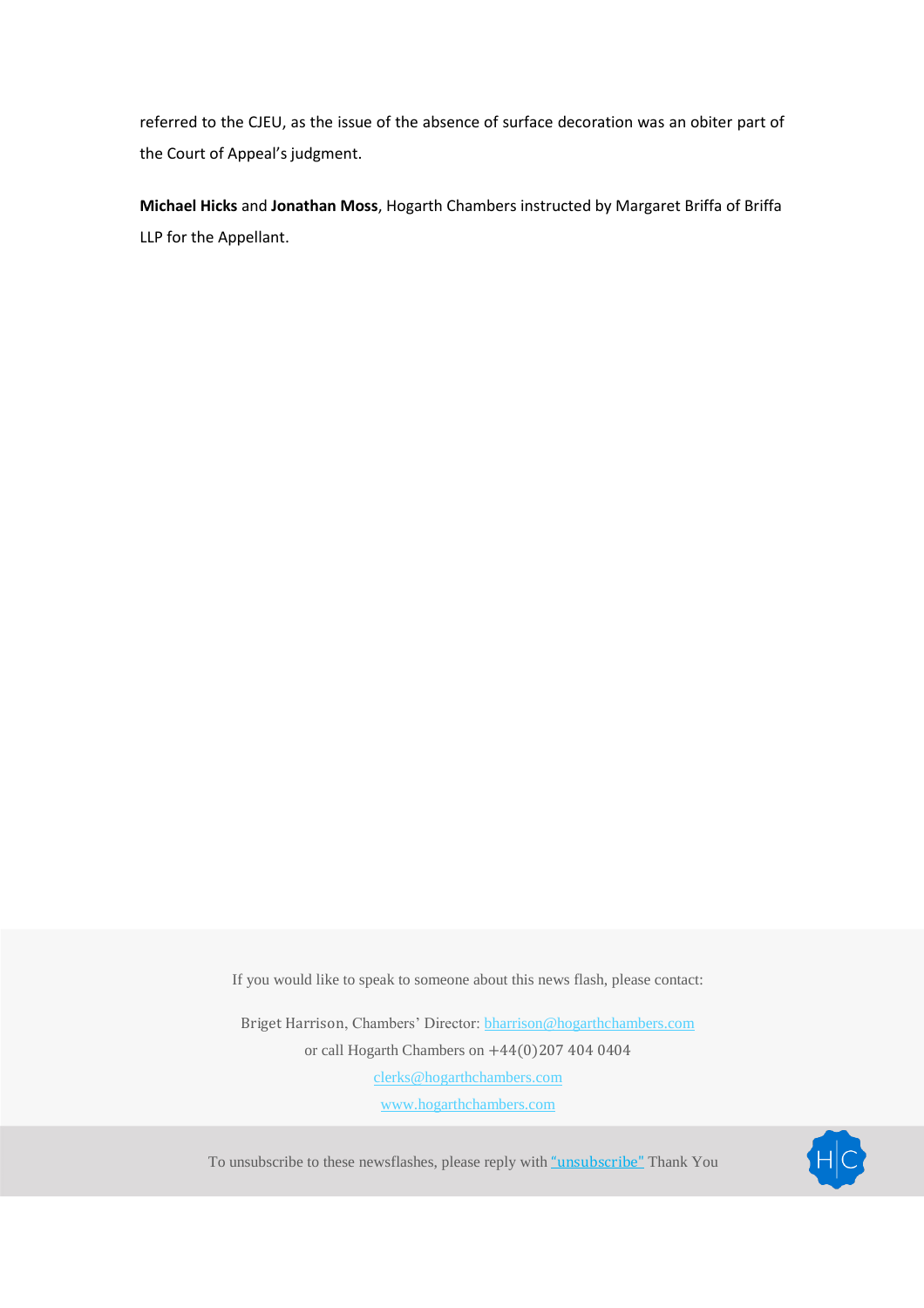referred to the CJEU, as the issue of the absence of surface decoration was an obiter part of the Court of Appeal's judgment.

**Michael Hicks** and **Jonathan Moss**, Hogarth Chambers instructed by Margaret Briffa of Briffa LLP for the Appellant.

If you would like to speak to someone about this news flash, please contact:

Briget Harrison, Chambers' Director: bharrison@hogarthchambers.com
or call Hogarth Chambers on +44(0)207 404 0404
clerks@hogarthchambers.com
www.hogarthchambers.com

To unsubscribe to these newsflashes, please reply with "unsubscribe" Thank You